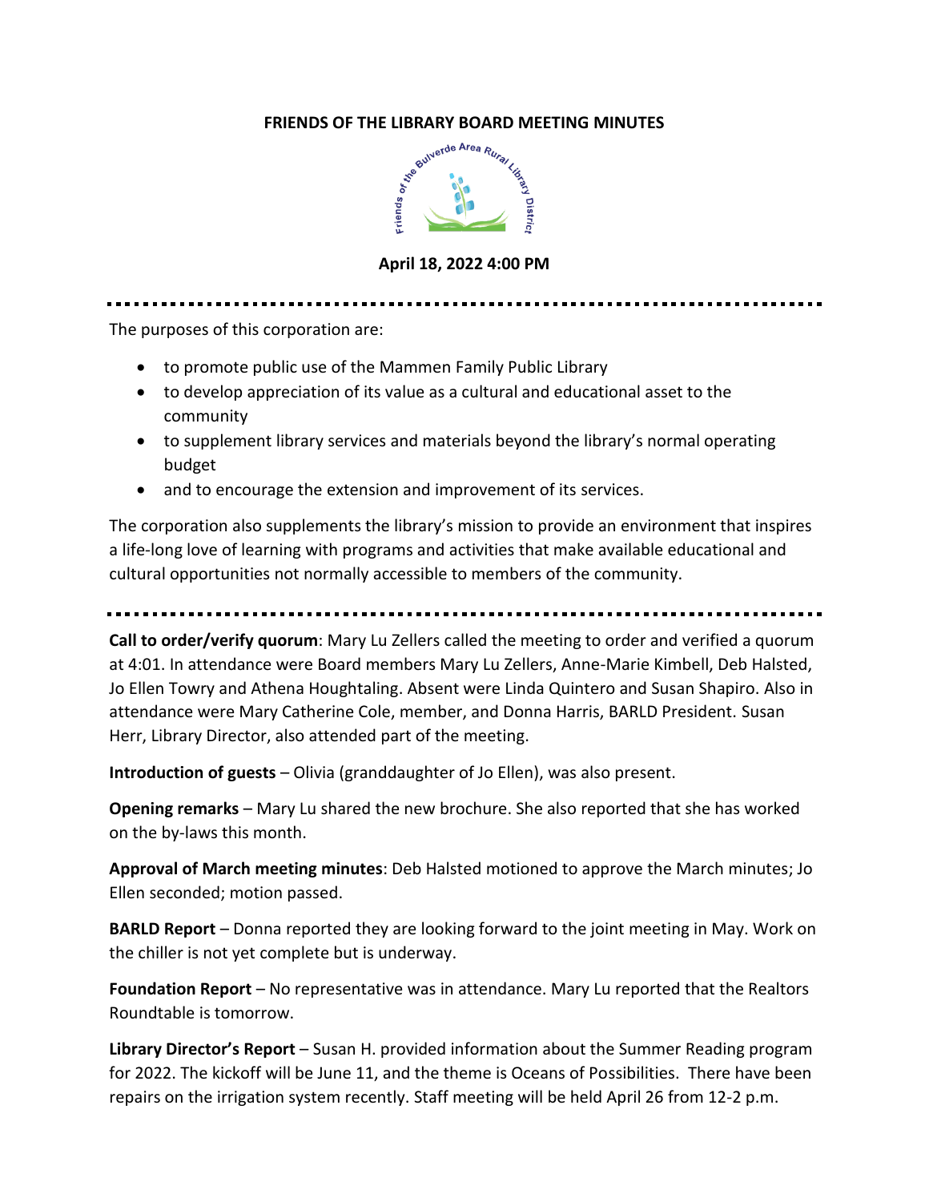# FRIENDS OF THE LIBRARY BOARD MEETING MINUTES

**April 18, 2022 4:00 PM**

---

The purposes of this corporation are:

- to promote public use of the Mammen Family Public Library
- to develop appreciation of its value as a cultural and educational asset to the community
- to supplement library services and materials beyond the library's normal operating budget
- and to encourage the extension and improvement of its services.

The corporation also supplements the library's mission to provide an environment that inspires a life-long love of learning with programs and activities that make available educational and cultural opportunities not normally accessible to members of the community.

---

**Call to order/verify quorum**: Mary Lu Zellers called the meeting to order and verified a quorum at 4:01. In attendance were Board members Mary Lu Zellers, Anne-Marie Kimbell, Deb Halsted, Jo Ellen Towry and Athena Houghtaling. Absent were Linda Quintero and Susan Shapiro. Also in attendance were Mary Catherine Cole, member, and Donna Harris, BARLD President. Susan Herr, Library Director, also attended part of the meeting.

**Introduction of guests** – Olivia (granddaughter of Jo Ellen), was also present.

**Opening remarks** – Mary Lu shared the new brochure. She also reported that she has worked on the by-laws this month.

**Approval of March meeting minutes**: Deb Halsted motioned to approve the March minutes; Jo Ellen seconded; motion passed.

**BARLD Report** – Donna reported they are looking forward to the joint meeting in May. Work on the chiller is not yet complete but is underway.

**Foundation Report** – No representative was in attendance. Mary Lu reported that the Realtors Roundtable is tomorrow.

**Library Director's Report** – Susan H. provided information about the Summer Reading program for 2022. The kickoff will be June 11, and the theme is Oceans of Possibilities. There have been repairs on the irrigation system recently. Staff meeting will be held April 26 from 12-2 p.m.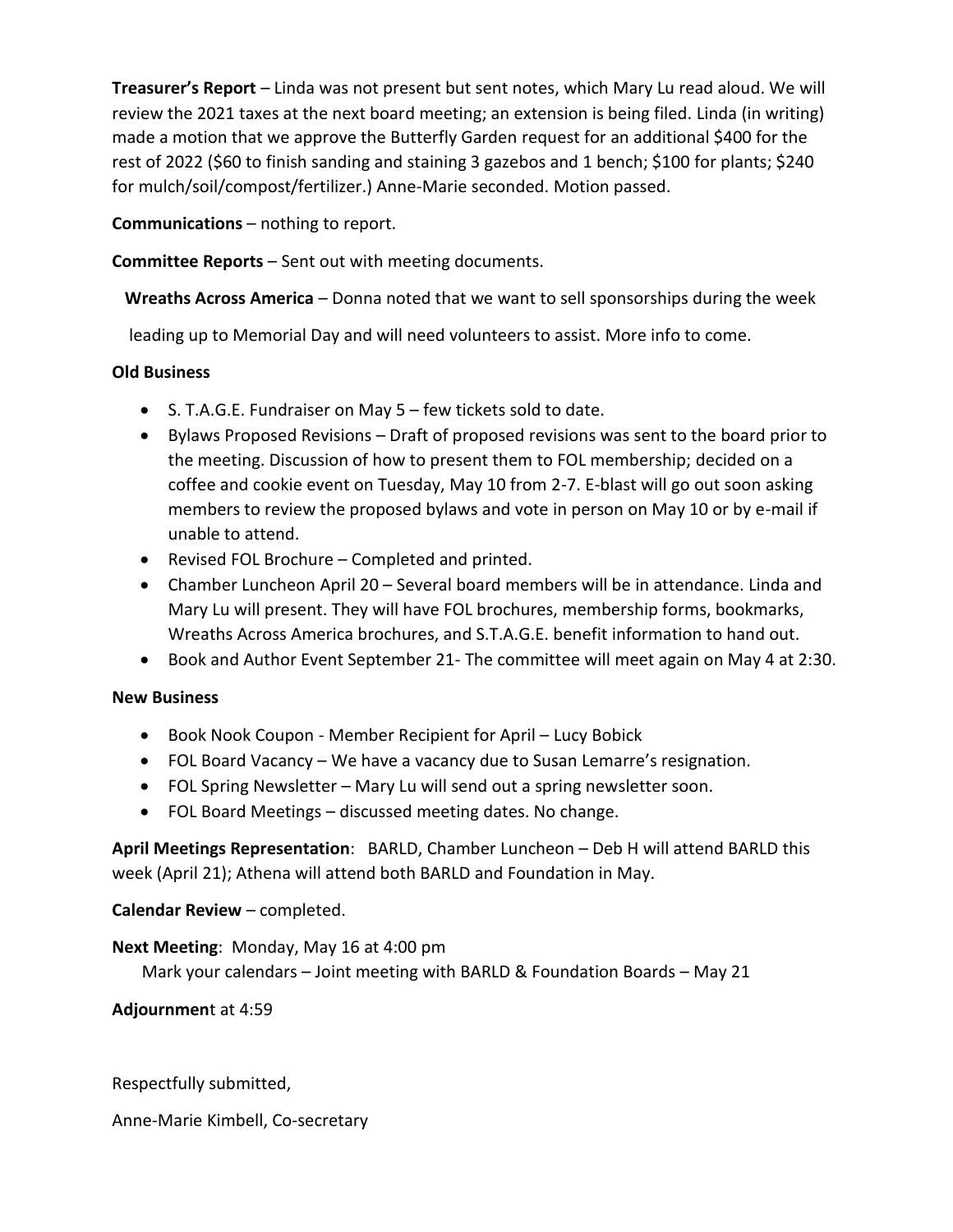**Treasurer's Report** – Linda was not present but sent notes, which Mary Lu read aloud. We will review the 2021 taxes at the next board meeting; an extension is being filed. Linda (in writing) made a motion that we approve the Butterfly Garden request for an additional $400 for the rest of 2022 ($60 to finish sanding and staining 3 gazebos and 1 bench; $100 for plants; $240 for mulch/soil/compost/fertilizer.) Anne-Marie seconded. Motion passed.

**Communications** – nothing to report.

**Committee Reports** – Sent out with meeting documents.

**Wreaths Across America** – Donna noted that we want to sell sponsorships during the week leading up to Memorial Day and will need volunteers to assist. More info to come.

**Old Business**

- S. T.A.G.E. Fundraiser on May 5 – few tickets sold to date.
- Bylaws Proposed Revisions – Draft of proposed revisions was sent to the board prior to the meeting. Discussion of how to present them to FOL membership; decided on a coffee and cookie event on Tuesday, May 10 from 2-7. E-blast will go out soon asking members to review the proposed bylaws and vote in person on May 10 or by e-mail if unable to attend.
- Revised FOL Brochure – Completed and printed.
- Chamber Luncheon April 20 – Several board members will be in attendance. Linda and Mary Lu will present. They will have FOL brochures, membership forms, bookmarks, Wreaths Across America brochures, and S.T.A.G.E. benefit information to hand out.
- Book and Author Event September 21- The committee will meet again on May 4 at 2:30.

**New Business**

- Book Nook Coupon - Member Recipient for April – Lucy Bobick
- FOL Board Vacancy – We have a vacancy due to Susan Lemarre's resignation.
- FOL Spring Newsletter – Mary Lu will send out a spring newsletter soon.
- FOL Board Meetings – discussed meeting dates. No change.

**April Meetings Representation**: BARLD, Chamber Luncheon – Deb H will attend BARLD this week (April 21); Athena will attend both BARLD and Foundation in May.

**Calendar Review** – completed.

**Next Meeting**: Monday, May 16 at 4:00 pm

Mark your calendars – Joint meeting with BARLD & Foundation Boards – May 21

**Adjournmen**t at 4:59

Respectfully submitted,

Anne-Marie Kimbell, Co-secretary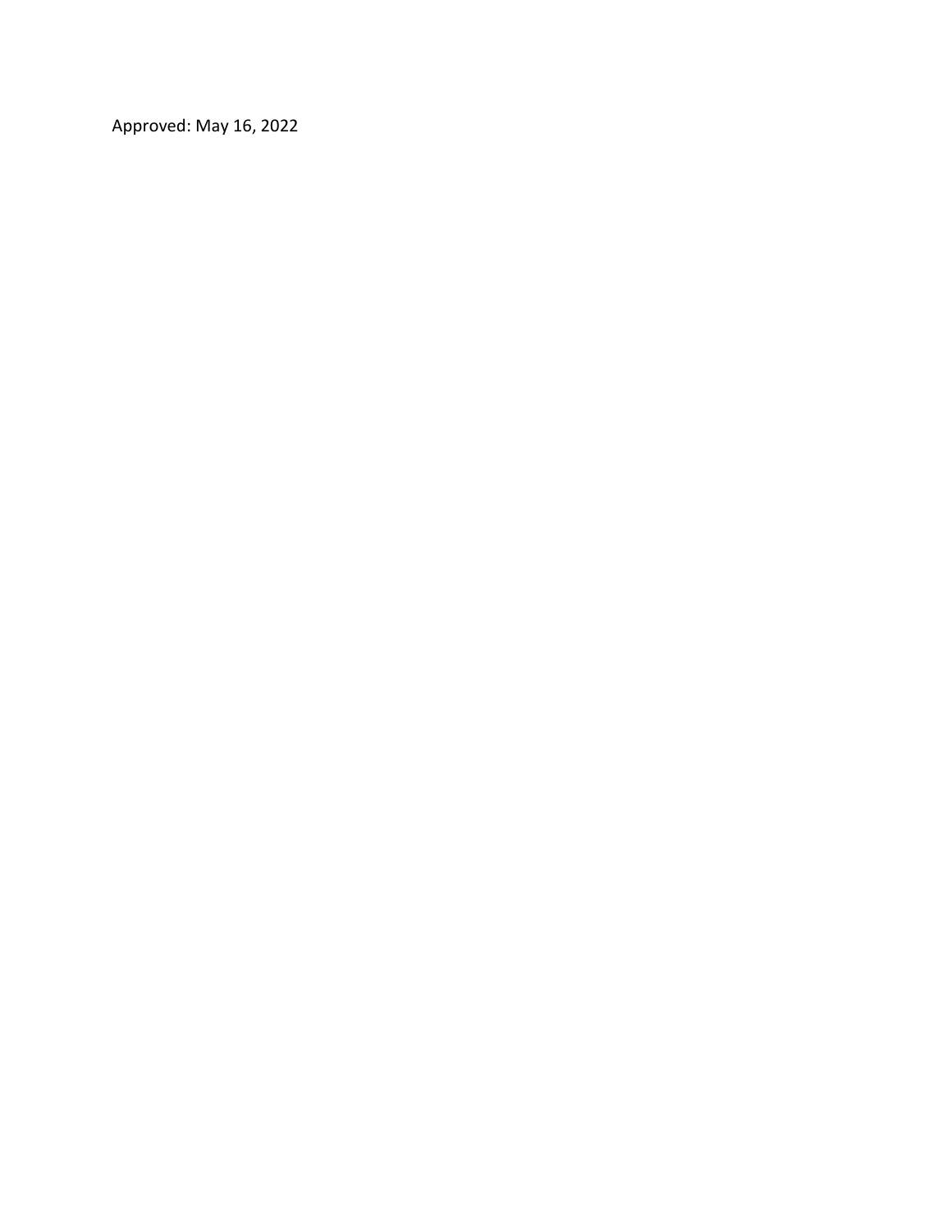Approved: May 16, 2022